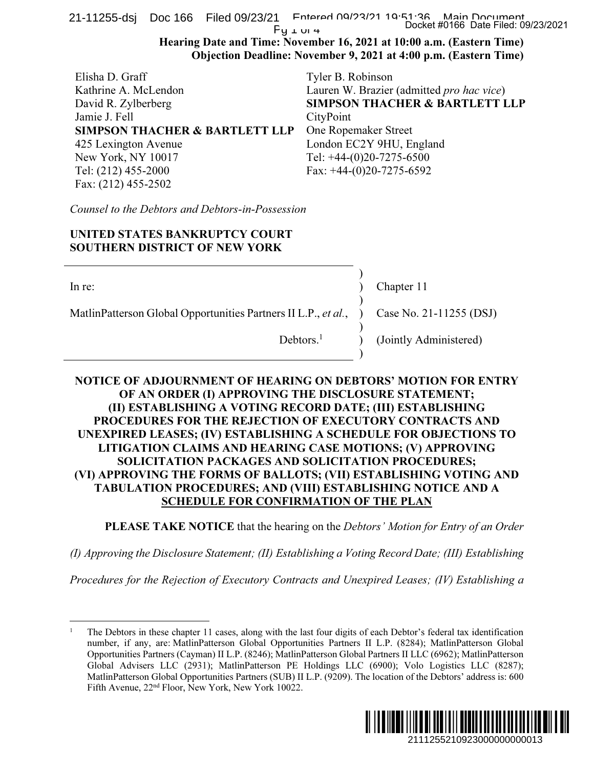**Hearing Date and Time: November 16, 2021 at 10:00 a.m. (Eastern Time)**
**Objection Deadline: November 9, 2021 at 4:00 p.m. (Eastern Time)**

Elisha D. Graff
Kathrine A. McLendon
David R. Zylberberg
Jamie J. Fell
**SIMPSON THACHER & BARTLETT LLP**
425 Lexington Avenue
New York, NY 10017
Tel: (212) 455-2000
Fax: (212) 455-2502

Tyler B. Robinson
Lauren W. Brazier (admitted *pro hac vice*)
**SIMPSON THACHER & BARTLETT LLP**
CityPoint
One Ropemaker Street
London EC2Y 9HU, England
Tel: +44-(0)20-7275-6500
Fax: +44-(0)20-7275-6592

*Counsel to the Debtors and Debtors-in-Possession*

**UNITED STATES BANKRUPTCY COURT**
**SOUTHERN DISTRICT OF NEW YORK**

| | |
|---|---|
| In re: | Chapter 11 |
| MatlinPatterson Global Opportunities Partners II L.P., *et al.*, | Case No. 21-11255 (DSJ) |
| Debtors.[1] | (Jointly Administered) |

**NOTICE OF ADJOURNMENT OF HEARING ON DEBTORS' MOTION FOR ENTRY OF AN ORDER (I) APPROVING THE DISCLOSURE STATEMENT; (II) ESTABLISHING A VOTING RECORD DATE; (III) ESTABLISHING PROCEDURES FOR THE REJECTION OF EXECUTORY CONTRACTS AND UNEXPIRED LEASES; (IV) ESTABLISHING A SCHEDULE FOR OBJECTIONS TO LITIGATION CLAIMS AND HEARING CASE MOTIONS; (V) APPROVING SOLICITATION PACKAGES AND SOLICITATION PROCEDURES; (VI) APPROVING THE FORMS OF BALLOTS; (VII) ESTABLISHING VOTING AND TABULATION PROCEDURES; AND (VIII) ESTABLISHING NOTICE AND A SCHEDULE FOR CONFIRMATION OF THE PLAN**

**PLEASE TAKE NOTICE** that the hearing on the *Debtors' Motion for Entry of an Order (I) Approving the Disclosure Statement; (II) Establishing a Voting Record Date; (III) Establishing Procedures for the Rejection of Executory Contracts and Unexpired Leases; (IV) Establishing a*

---

[1] The Debtors in these chapter 11 cases, along with the last four digits of each Debtor's federal tax identification number, if any, are: MatlinPatterson Global Opportunities Partners II L.P. (8284); MatlinPatterson Global Opportunities Partners (Cayman) II L.P. (8246); MatlinPatterson Global Partners II LLC (6962); MatlinPatterson Global Advisers LLC (2931); MatlinPatterson PE Holdings LLC (6900); Volo Logistics LLC (8287); MatlinPatterson Global Opportunities Partners (SUB) II L.P. (9209). The location of the Debtors' address is: 600 Fifth Avenue, 22nd Floor, New York, New York 10022.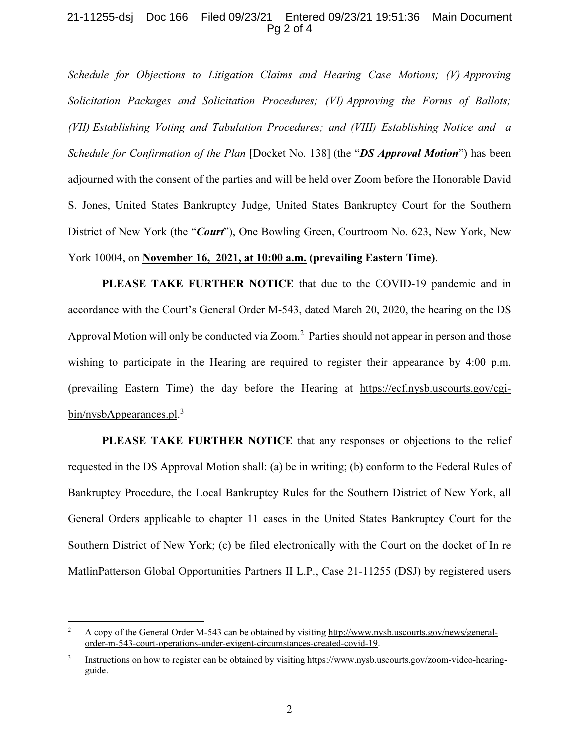*Schedule for Objections to Litigation Claims and Hearing Case Motions; (V) Approving Solicitation Packages and Solicitation Procedures; (VI) Approving the Forms of Ballots; (VII) Establishing Voting and Tabulation Procedures; and (VIII) Establishing Notice and a Schedule for Confirmation of the Plan* [Docket No. 138] (the "***DS Approval Motion***") has been adjourned with the consent of the parties and will be held over Zoom before the Honorable David S. Jones, United States Bankruptcy Judge, United States Bankruptcy Court for the Southern District of New York (the "***Court***"), One Bowling Green, Courtroom No. 623, New York, New York 10004, on **November 16, 2021, at 10:00 a.m. (prevailing Eastern Time)**.

**PLEASE TAKE FURTHER NOTICE** that due to the COVID-19 pandemic and in accordance with the Court's General Order M-543, dated March 20, 2020, the hearing on the DS Approval Motion will only be conducted via Zoom.[2] Parties should not appear in person and those wishing to participate in the Hearing are required to register their appearance by 4:00 p.m. (prevailing Eastern Time) the day before the Hearing at https://ecf.nysb.uscourts.gov/cgi-bin/nysbAppearances.pl.[3]

**PLEASE TAKE FURTHER NOTICE** that any responses or objections to the relief requested in the DS Approval Motion shall: (a) be in writing; (b) conform to the Federal Rules of Bankruptcy Procedure, the Local Bankruptcy Rules for the Southern District of New York, all General Orders applicable to chapter 11 cases in the United States Bankruptcy Court for the Southern District of New York; (c) be filed electronically with the Court on the docket of In re MatlinPatterson Global Opportunities Partners II L.P., Case 21-11255 (DSJ) by registered users

---

[2] A copy of the General Order M-543 can be obtained by visiting http://www.nysb.uscourts.gov/news/general-order-m-543-court-operations-under-exigent-circumstances-created-covid-19.

[3] Instructions on how to register can be obtained by visiting https://www.nysb.uscourts.gov/zoom-video-hearing-guide.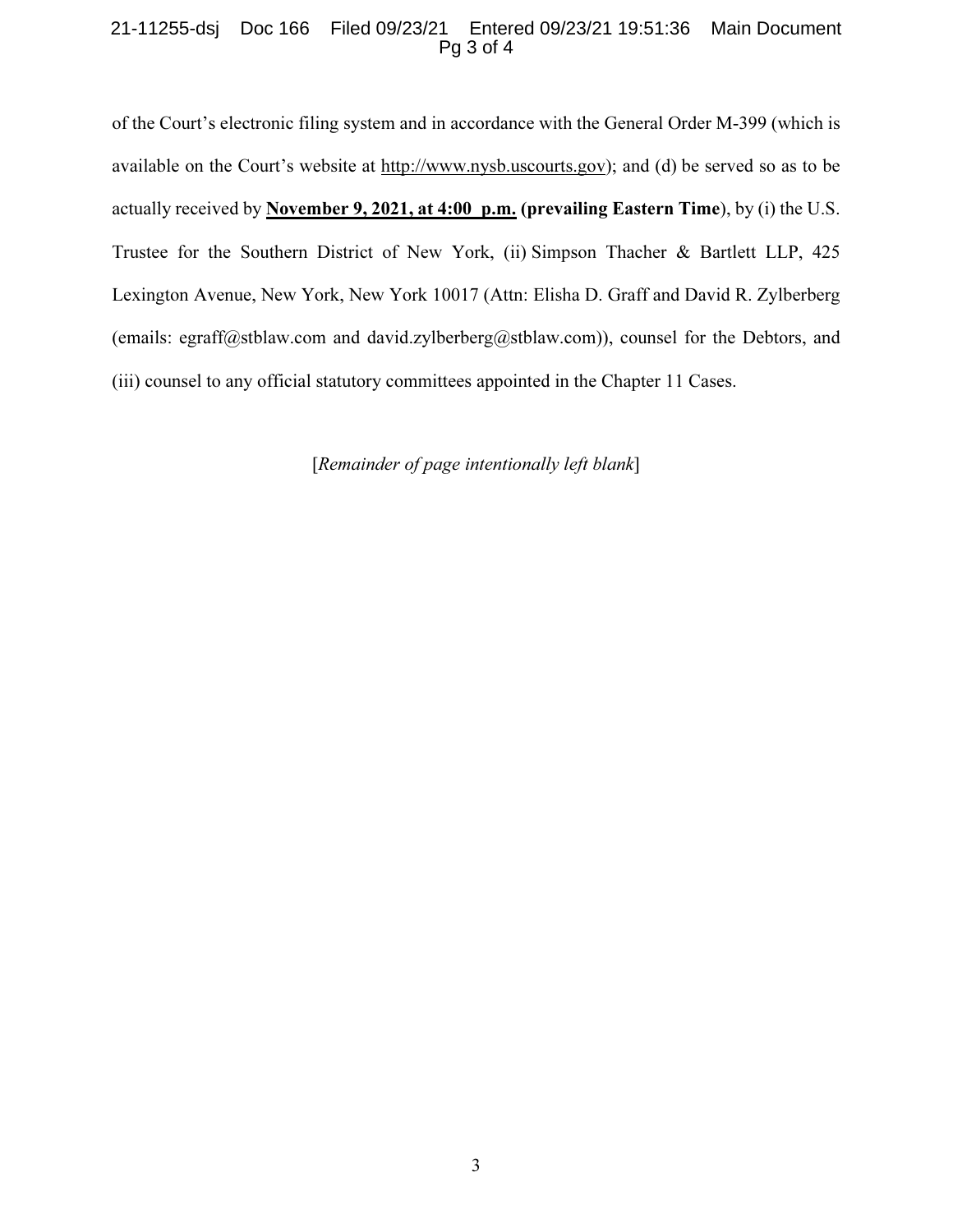of the Court's electronic filing system and in accordance with the General Order M-399 (which is available on the Court's website at http://www.nysb.uscourts.gov); and (d) be served so as to be actually received by **November 9, 2021, at 4:00 p.m. (prevailing Eastern Time**), by (i) the U.S. Trustee for the Southern District of New York, (ii) Simpson Thacher & Bartlett LLP, 425 Lexington Avenue, New York, New York 10017 (Attn: Elisha D. Graff and David R. Zylberberg (emails: egraff@stblaw.com and david.zylberberg@stblaw.com)), counsel for the Debtors, and (iii) counsel to any official statutory committees appointed in the Chapter 11 Cases.

[*Remainder of page intentionally left blank*]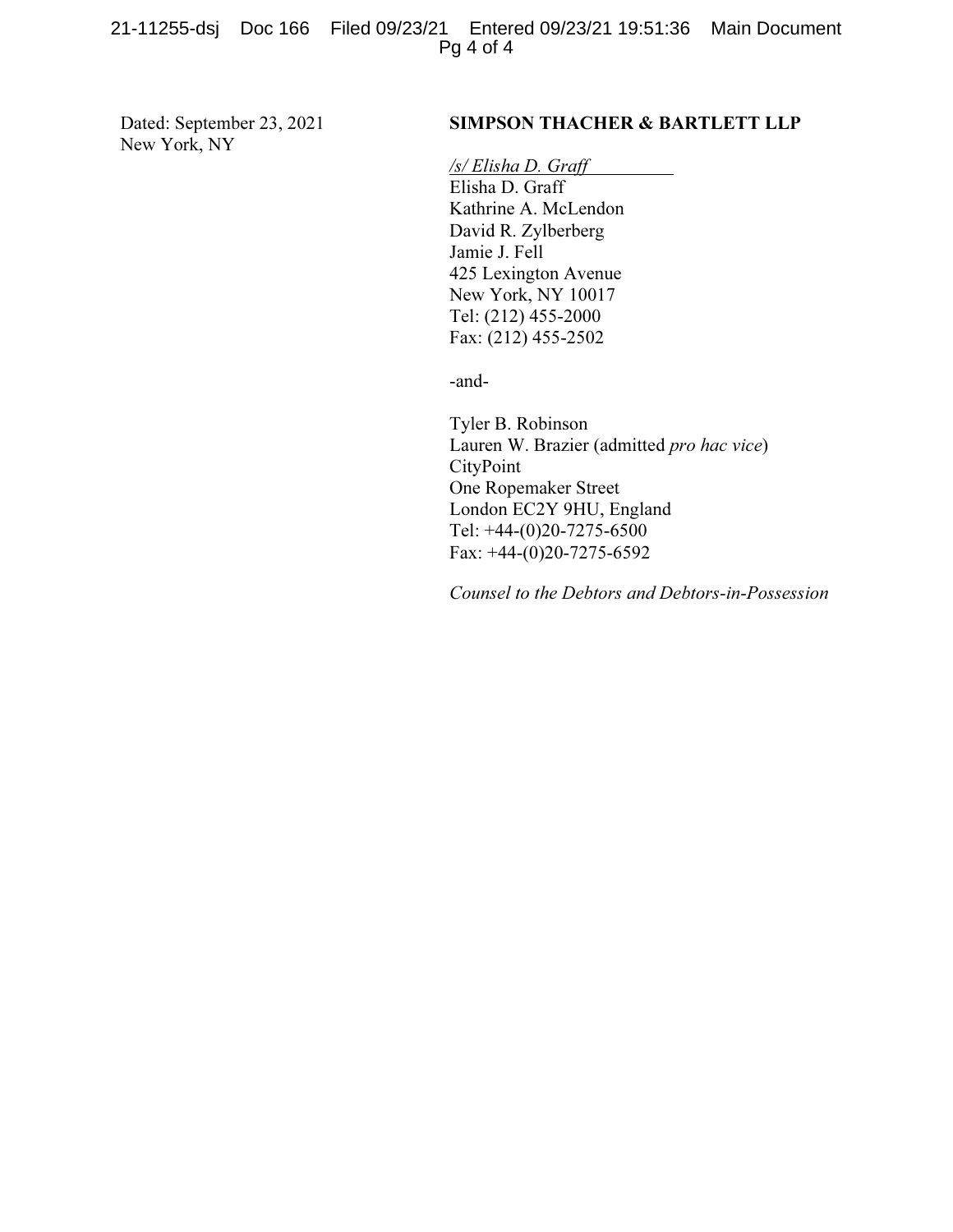Dated: September 23, 2021
New York, NY

**SIMPSON THACHER & BARTLETT LLP**

*/s/ Elisha D. Graff*
Elisha D. Graff
Kathrine A. McLendon
David R. Zylberberg
Jamie J. Fell
425 Lexington Avenue
New York, NY 10017
Tel: (212) 455-2000
Fax: (212) 455-2502

-and-

Tyler B. Robinson
Lauren W. Brazier (admitted *pro hac vice*)
CityPoint
One Ropemaker Street
London EC2Y 9HU, England
Tel: +44-(0)20-7275-6500
Fax: +44-(0)20-7275-6592

*Counsel to the Debtors and Debtors-in-Possession*